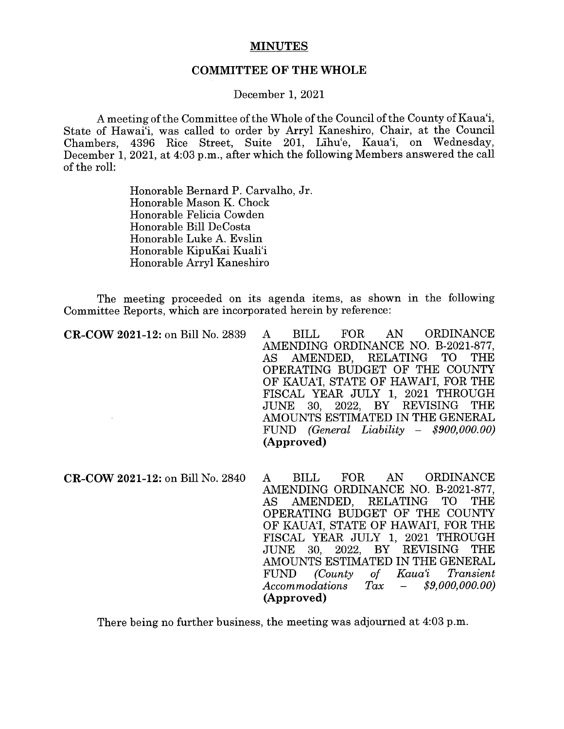# MINUTES

## COMMITTEE OF THE WHOLE

December 1, 2021

A meeting of the Committee of the Whole of the Council of the County of Kaua'i, State of Hawai'i, was called to order by Arryl Kaneshiro, Chair, at the Council Chambers, 4396 Rice Street, Suite 201, Līhu'e, Kaua'i, on Wednesday, December 1, 2021, at 4:03 p.m., after which the following Members answered the call of the roll:

Honorable Bernard P. Carvalho, Jr.
Honorable Mason K. Chock
Honorable Felicia Cowden
Honorable Bill DeCosta
Honorable Luke A. Evslin
Honorable KipuKai Kuali'i
Honorable Arryl Kaneshiro

The meeting proceeded on its agenda items, as shown in the following Committee Reports, which are incorporated herein by reference:

**CR-COW 2021-12:** on Bill No. 2839 A BILL FOR AN ORDINANCE AMENDING ORDINANCE NO. B-2021-877, AS AMENDED, RELATING TO THE OPERATING BUDGET OF THE COUNTY OF KAUA'I, STATE OF HAWAI'I, FOR THE FISCAL YEAR JULY 1, 2021 THROUGH JUNE 30, 2022, BY REVISING THE AMOUNTS ESTIMATED IN THE GENERAL FUND *(General Liability – $900,000.00)* **(Approved)**

**CR-COW 2021-12:** on Bill No. 2840 A BILL FOR AN ORDINANCE AMENDING ORDINANCE NO. B-2021-877, AS AMENDED, RELATING TO THE OPERATING BUDGET OF THE COUNTY OF KAUA'I, STATE OF HAWAI'I, FOR THE FISCAL YEAR JULY 1, 2021 THROUGH JUNE 30, 2022, BY REVISING THE AMOUNTS ESTIMATED IN THE GENERAL FUND *(County of Kaua'i Transient Accommodations Tax – $9,000,000.00)* **(Approved)**

There being no further business, the meeting was adjourned at 4:03 p.m.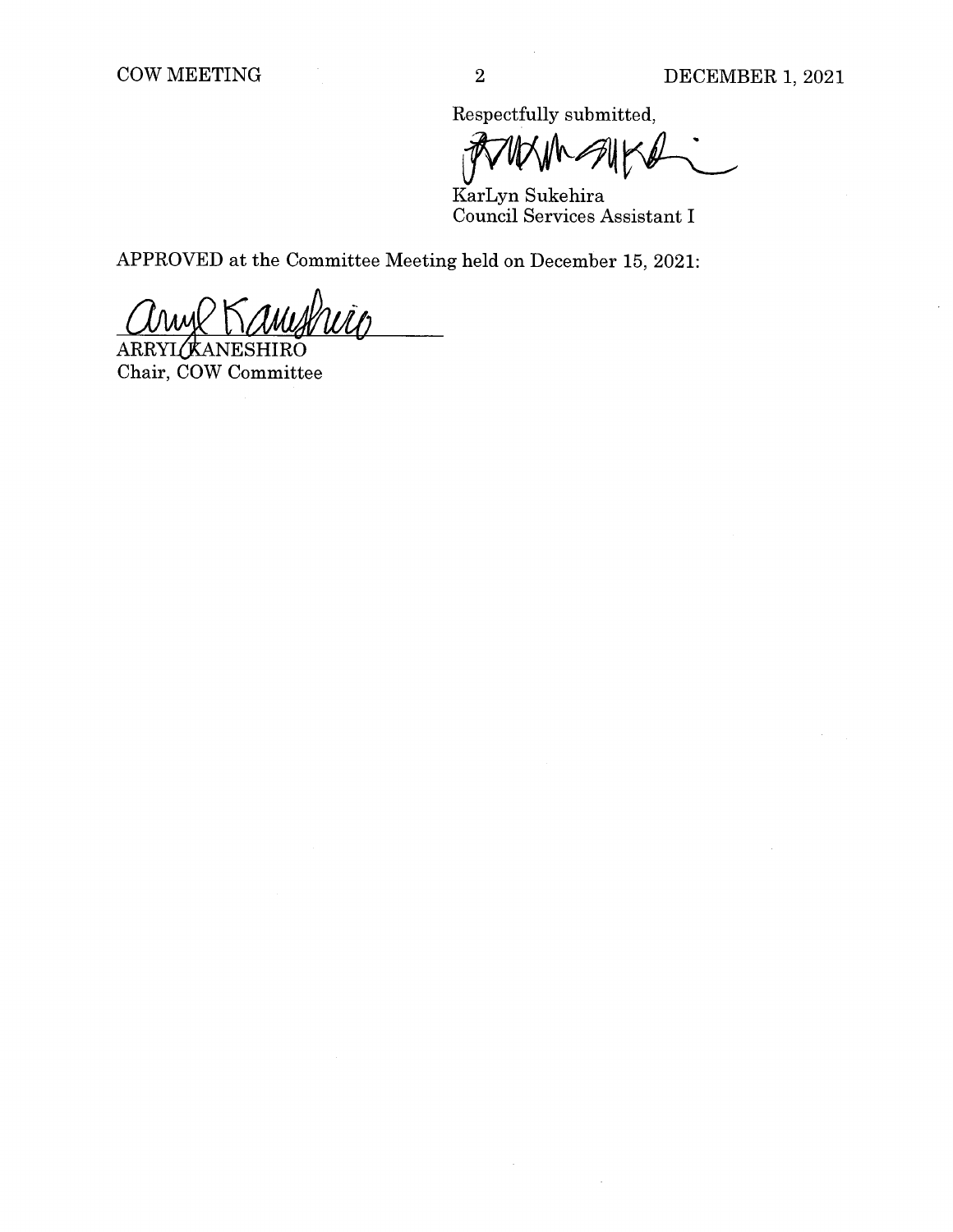Respectfully submitted,

KarLyn Sukehira
Council Services Assistant I

APPROVED at the Committee Meeting held on December 15, 2021:

ARRYL KANESHIRO
Chair, COW Committee